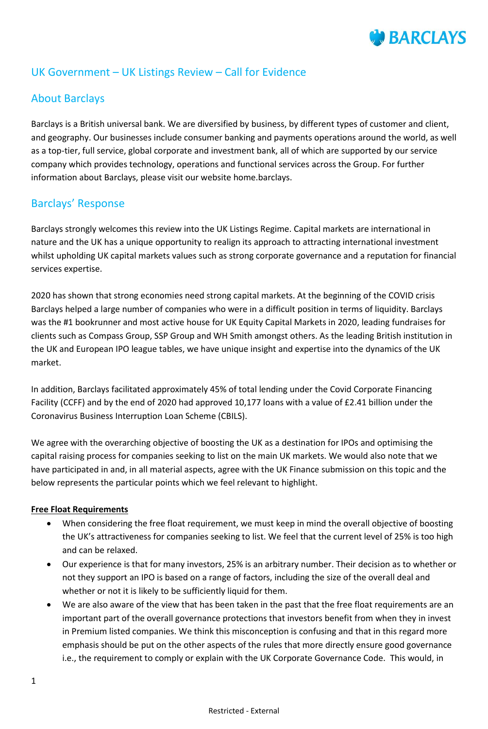# UK Government – UK Listings Review – Call for Evidence

## About Barclays

Barclays is a British universal bank. We are diversified by business, by different types of customer and client, and geography. Our businesses include consumer banking and payments operations around the world, as well as a top-tier, full service, global corporate and investment bank, all of which are supported by our service company which provides technology, operations and functional services across the Group. For further information about Barclays, please visit our website home.barclays.

## Barclays' Response

Barclays strongly welcomes this review into the UK Listings Regime. Capital markets are international in nature and the UK has a unique opportunity to realign its approach to attracting international investment whilst upholding UK capital markets values such as strong corporate governance and a reputation for financial services expertise.

2020 has shown that strong economies need strong capital markets. At the beginning of the COVID crisis Barclays helped a large number of companies who were in a difficult position in terms of liquidity. Barclays was the #1 bookrunner and most active house for UK Equity Capital Markets in 2020, leading fundraises for clients such as Compass Group, SSP Group and WH Smith amongst others. As the leading British institution in the UK and European IPO league tables, we have unique insight and expertise into the dynamics of the UK market.

In addition, Barclays facilitated approximately 45% of total lending under the Covid Corporate Financing Facility (CCFF) and by the end of 2020 had approved 10,177 loans with a value of £2.41 billion under the Coronavirus Business Interruption Loan Scheme (CBILS).

We agree with the overarching objective of boosting the UK as a destination for IPOs and optimising the capital raising process for companies seeking to list on the main UK markets. We would also note that we have participated in and, in all material aspects, agree with the UK Finance submission on this topic and the below represents the particular points which we feel relevant to highlight.

**Free Float Requirements**

- When considering the free float requirement, we must keep in mind the overall objective of boosting the UK's attractiveness for companies seeking to list. We feel that the current level of 25% is too high and can be relaxed.
- Our experience is that for many investors, 25% is an arbitrary number. Their decision as to whether or not they support an IPO is based on a range of factors, including the size of the overall deal and whether or not it is likely to be sufficiently liquid for them.
- We are also aware of the view that has been taken in the past that the free float requirements are an important part of the overall governance protections that investors benefit from when they in invest in Premium listed companies. We think this misconception is confusing and that in this regard more emphasis should be put on the other aspects of the rules that more directly ensure good governance i.e., the requirement to comply or explain with the UK Corporate Governance Code. This would, in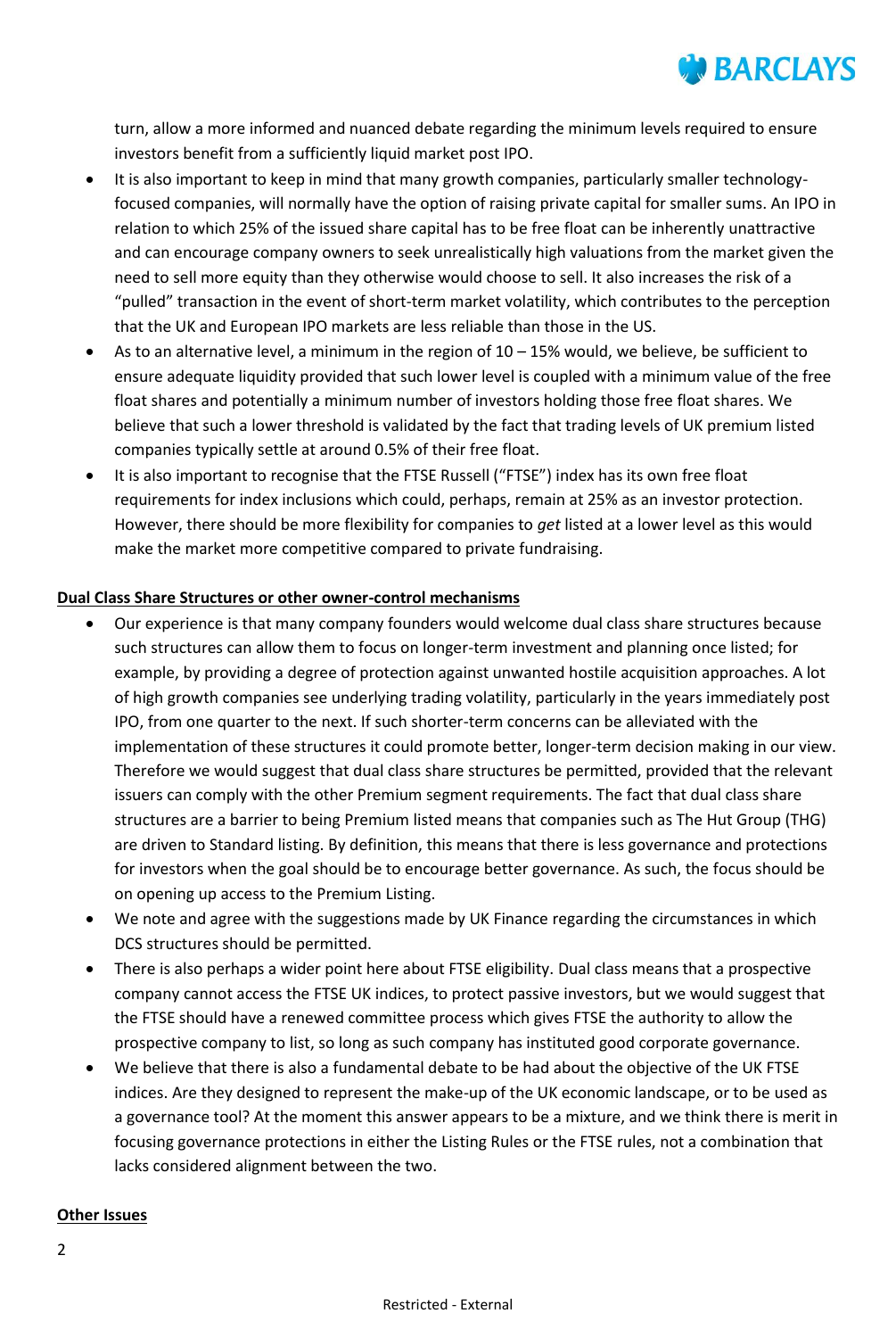turn, allow a more informed and nuanced debate regarding the minimum levels required to ensure investors benefit from a sufficiently liquid market post IPO.

- It is also important to keep in mind that many growth companies, particularly smaller technology-focused companies, will normally have the option of raising private capital for smaller sums. An IPO in relation to which 25% of the issued share capital has to be free float can be inherently unattractive and can encourage company owners to seek unrealistically high valuations from the market given the need to sell more equity than they otherwise would choose to sell. It also increases the risk of a "pulled" transaction in the event of short-term market volatility, which contributes to the perception that the UK and European IPO markets are less reliable than those in the US.
- As to an alternative level, a minimum in the region of 10 – 15% would, we believe, be sufficient to ensure adequate liquidity provided that such lower level is coupled with a minimum value of the free float shares and potentially a minimum number of investors holding those free float shares. We believe that such a lower threshold is validated by the fact that trading levels of UK premium listed companies typically settle at around 0.5% of their free float.
- It is also important to recognise that the FTSE Russell ("FTSE") index has its own free float requirements for index inclusions which could, perhaps, remain at 25% as an investor protection. However, there should be more flexibility for companies to *get* listed at a lower level as this would make the market more competitive compared to private fundraising.

**Dual Class Share Structures or other owner-control mechanisms**

- Our experience is that many company founders would welcome dual class share structures because such structures can allow them to focus on longer-term investment and planning once listed; for example, by providing a degree of protection against unwanted hostile acquisition approaches. A lot of high growth companies see underlying trading volatility, particularly in the years immediately post IPO, from one quarter to the next. If such shorter-term concerns can be alleviated with the implementation of these structures it could promote better, longer-term decision making in our view. Therefore we would suggest that dual class share structures be permitted, provided that the relevant issuers can comply with the other Premium segment requirements. The fact that dual class share structures are a barrier to being Premium listed means that companies such as The Hut Group (THG) are driven to Standard listing. By definition, this means that there is less governance and protections for investors when the goal should be to encourage better governance. As such, the focus should be on opening up access to the Premium Listing.
- We note and agree with the suggestions made by UK Finance regarding the circumstances in which DCS structures should be permitted.
- There is also perhaps a wider point here about FTSE eligibility. Dual class means that a prospective company cannot access the FTSE UK indices, to protect passive investors, but we would suggest that the FTSE should have a renewed committee process which gives FTSE the authority to allow the prospective company to list, so long as such company has instituted good corporate governance.
- We believe that there is also a fundamental debate to be had about the objective of the UK FTSE indices. Are they designed to represent the make-up of the UK economic landscape, or to be used as a governance tool? At the moment this answer appears to be a mixture, and we think there is merit in focusing governance protections in either the Listing Rules or the FTSE rules, not a combination that lacks considered alignment between the two.

**Other Issues**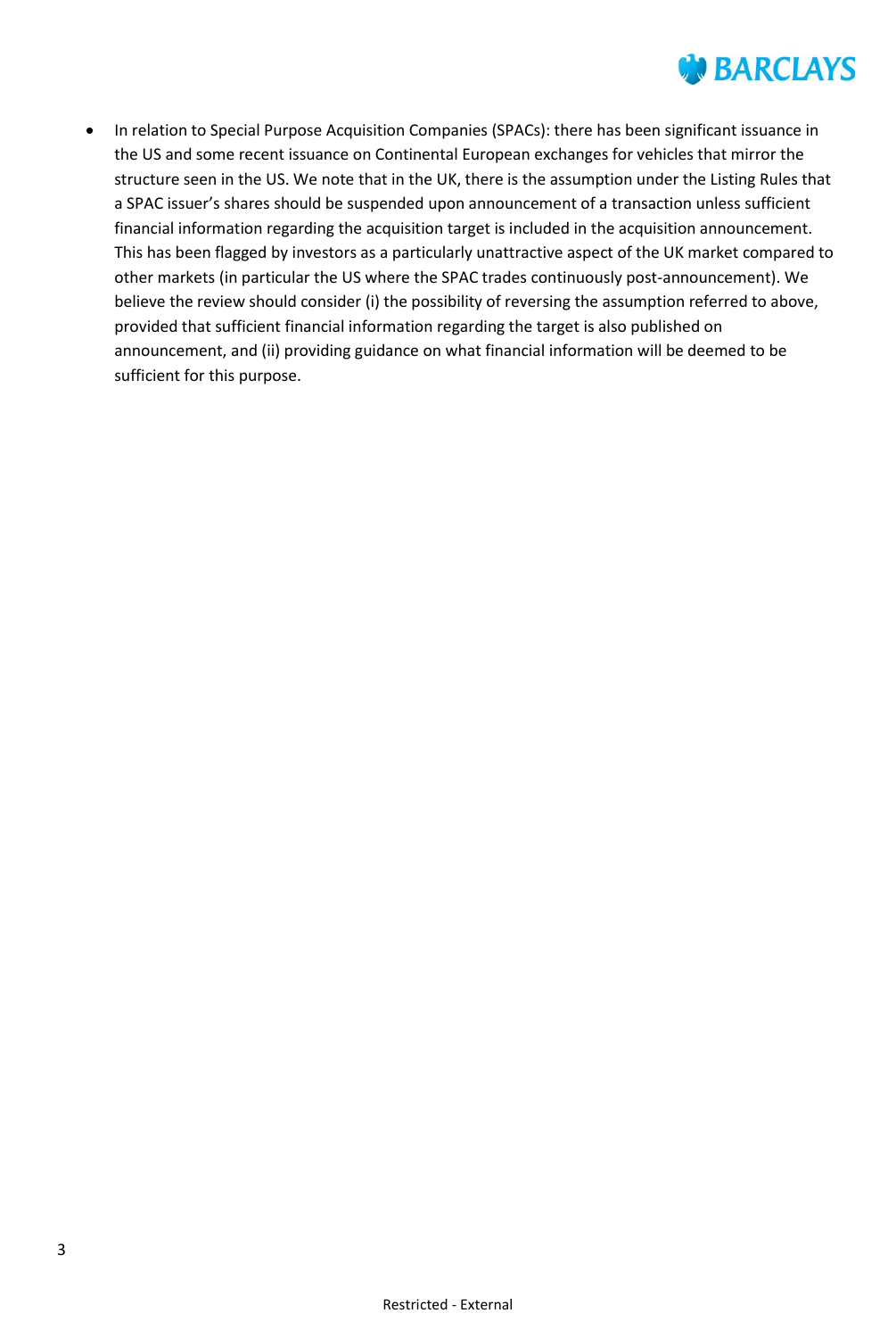- In relation to Special Purpose Acquisition Companies (SPACs): there has been significant issuance in the US and some recent issuance on Continental European exchanges for vehicles that mirror the structure seen in the US. We note that in the UK, there is the assumption under the Listing Rules that a SPAC issuer's shares should be suspended upon announcement of a transaction unless sufficient financial information regarding the acquisition target is included in the acquisition announcement. This has been flagged by investors as a particularly unattractive aspect of the UK market compared to other markets (in particular the US where the SPAC trades continuously post-announcement). We believe the review should consider (i) the possibility of reversing the assumption referred to above, provided that sufficient financial information regarding the target is also published on announcement, and (ii) providing guidance on what financial information will be deemed to be sufficient for this purpose.